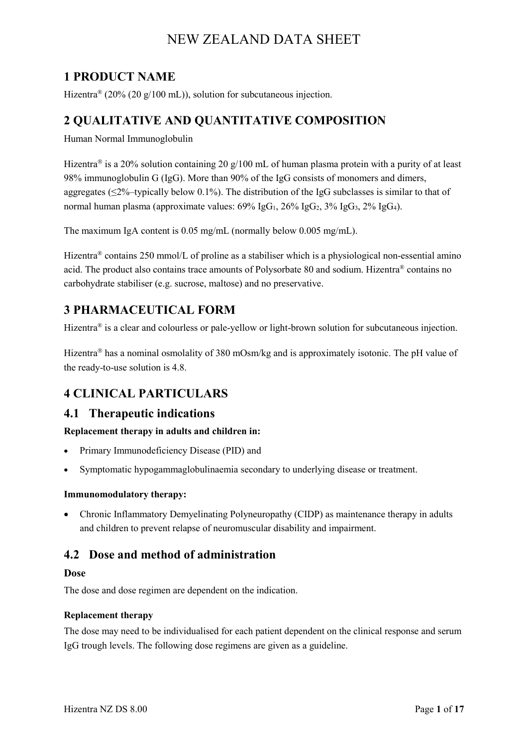# NEW ZEALAND DATA SHEET

## 1 PRODUCT NAME

Hizentra® (20% (20 g/100 mL)), solution for subcutaneous injection.

## 2 QUALITATIVE AND QUANTITATIVE COMPOSITION

Human Normal Immunoglobulin

Hizentra® is a 20% solution containing 20 g/100 mL of human plasma protein with a purity of at least 98% immunoglobulin G (IgG). More than 90% of the IgG consists of monomers and dimers, aggregates (≤2%–typically below 0.1%). The distribution of the IgG subclasses is similar to that of normal human plasma (approximate values: 69% $IgG_1$, 26% $IgG_2$, 3% $IgG_3$, 2% $IgG_4$).

The maximum IgA content is 0.05 mg/mL (normally below 0.005 mg/mL).

Hizentra® contains 250 mmol/L of proline as a stabiliser which is a physiological non-essential amino acid. The product also contains trace amounts of Polysorbate 80 and sodium. Hizentra® contains no carbohydrate stabiliser (e.g. sucrose, maltose) and no preservative.

## 3 PHARMACEUTICAL FORM

Hizentra® is a clear and colourless or pale-yellow or light-brown solution for subcutaneous injection.

Hizentra® has a nominal osmolality of 380 mOsm/kg and is approximately isotonic. The pH value of the ready-to-use solution is 4.8.

## 4 CLINICAL PARTICULARS

### 4.1 Therapeutic indications

**Replacement therapy in adults and children in:**

- Primary Immunodeficiency Disease (PID) and
- Symptomatic hypogammaglobulinaemia secondary to underlying disease or treatment.

**Immunomodulatory therapy:**

- Chronic Inflammatory Demyelinating Polyneuropathy (CIDP) as maintenance therapy in adults and children to prevent relapse of neuromuscular disability and impairment.

### 4.2 Dose and method of administration

#### Dose

The dose and dose regimen are dependent on the indication.

#### Replacement therapy

The dose may need to be individualised for each patient dependent on the clinical response and serum IgG trough levels. The following dose regimens are given as a guideline.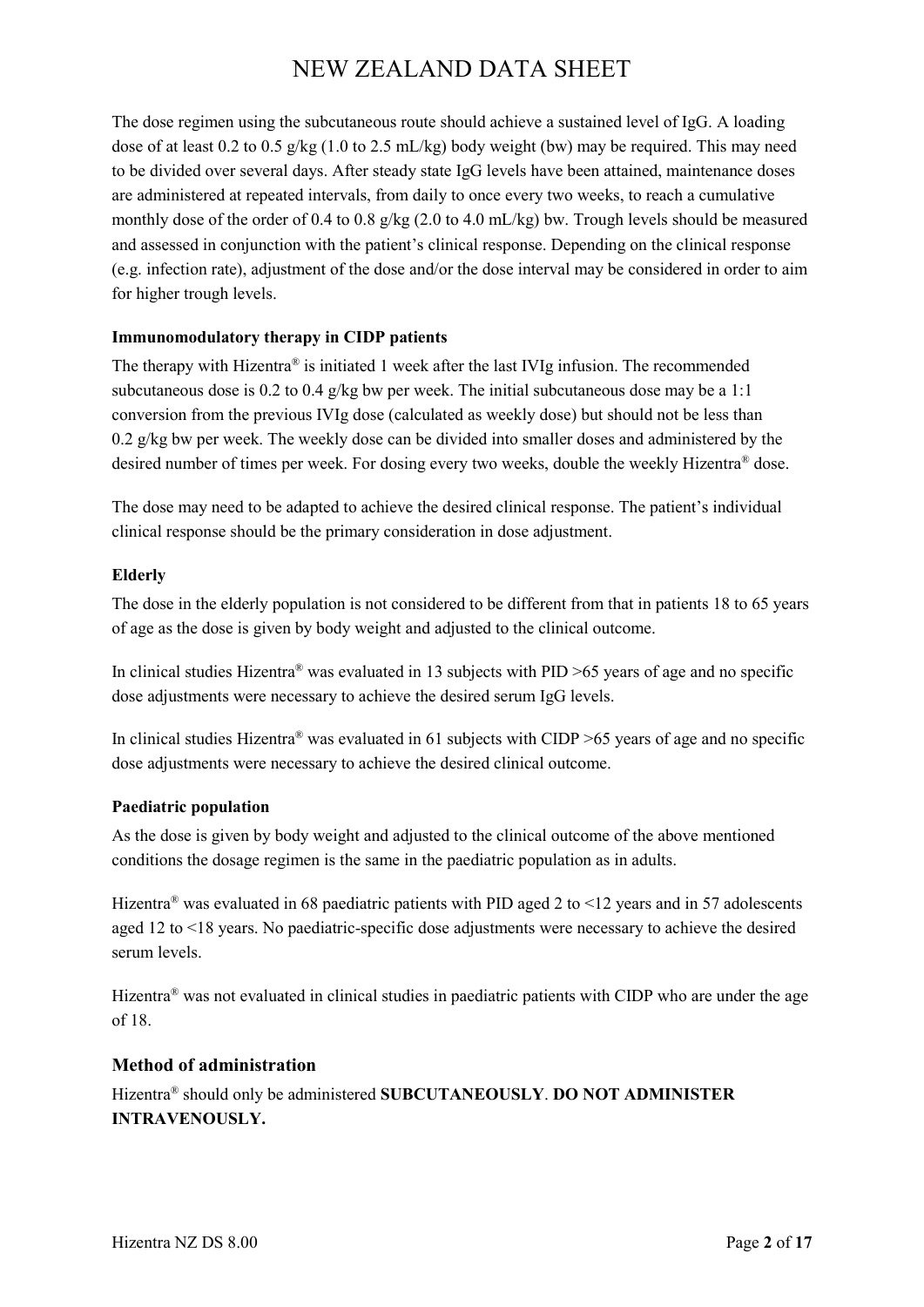The dose regimen using the subcutaneous route should achieve a sustained level of IgG. A loading dose of at least 0.2 to 0.5 g/kg (1.0 to 2.5 mL/kg) body weight (bw) may be required. This may need to be divided over several days. After steady state IgG levels have been attained, maintenance doses are administered at repeated intervals, from daily to once every two weeks, to reach a cumulative monthly dose of the order of 0.4 to 0.8 g/kg (2.0 to 4.0 mL/kg) bw. Trough levels should be measured and assessed in conjunction with the patient's clinical response. Depending on the clinical response (e.g. infection rate), adjustment of the dose and/or the dose interval may be considered in order to aim for higher trough levels.

**Immunomodulatory therapy in CIDP patients**

The therapy with Hizentra® is initiated 1 week after the last IVIg infusion. The recommended subcutaneous dose is 0.2 to 0.4 g/kg bw per week. The initial subcutaneous dose may be a 1:1 conversion from the previous IVIg dose (calculated as weekly dose) but should not be less than 0.2 g/kg bw per week. The weekly dose can be divided into smaller doses and administered by the desired number of times per week. For dosing every two weeks, double the weekly Hizentra® dose.

The dose may need to be adapted to achieve the desired clinical response. The patient's individual clinical response should be the primary consideration in dose adjustment.

**Elderly**

The dose in the elderly population is not considered to be different from that in patients 18 to 65 years of age as the dose is given by body weight and adjusted to the clinical outcome.

In clinical studies Hizentra® was evaluated in 13 subjects with PID >65 years of age and no specific dose adjustments were necessary to achieve the desired serum IgG levels.

In clinical studies Hizentra® was evaluated in 61 subjects with CIDP >65 years of age and no specific dose adjustments were necessary to achieve the desired clinical outcome.

**Paediatric population**

As the dose is given by body weight and adjusted to the clinical outcome of the above mentioned conditions the dosage regimen is the same in the paediatric population as in adults.

Hizentra® was evaluated in 68 paediatric patients with PID aged 2 to <12 years and in 57 adolescents aged 12 to <18 years. No paediatric-specific dose adjustments were necessary to achieve the desired serum levels.

Hizentra® was not evaluated in clinical studies in paediatric patients with CIDP who are under the age of 18.

## Method of administration

Hizentra® should only be administered **SUBCUTANEOUSLY**. **DO NOT ADMINISTER INTRAVENOUSLY.**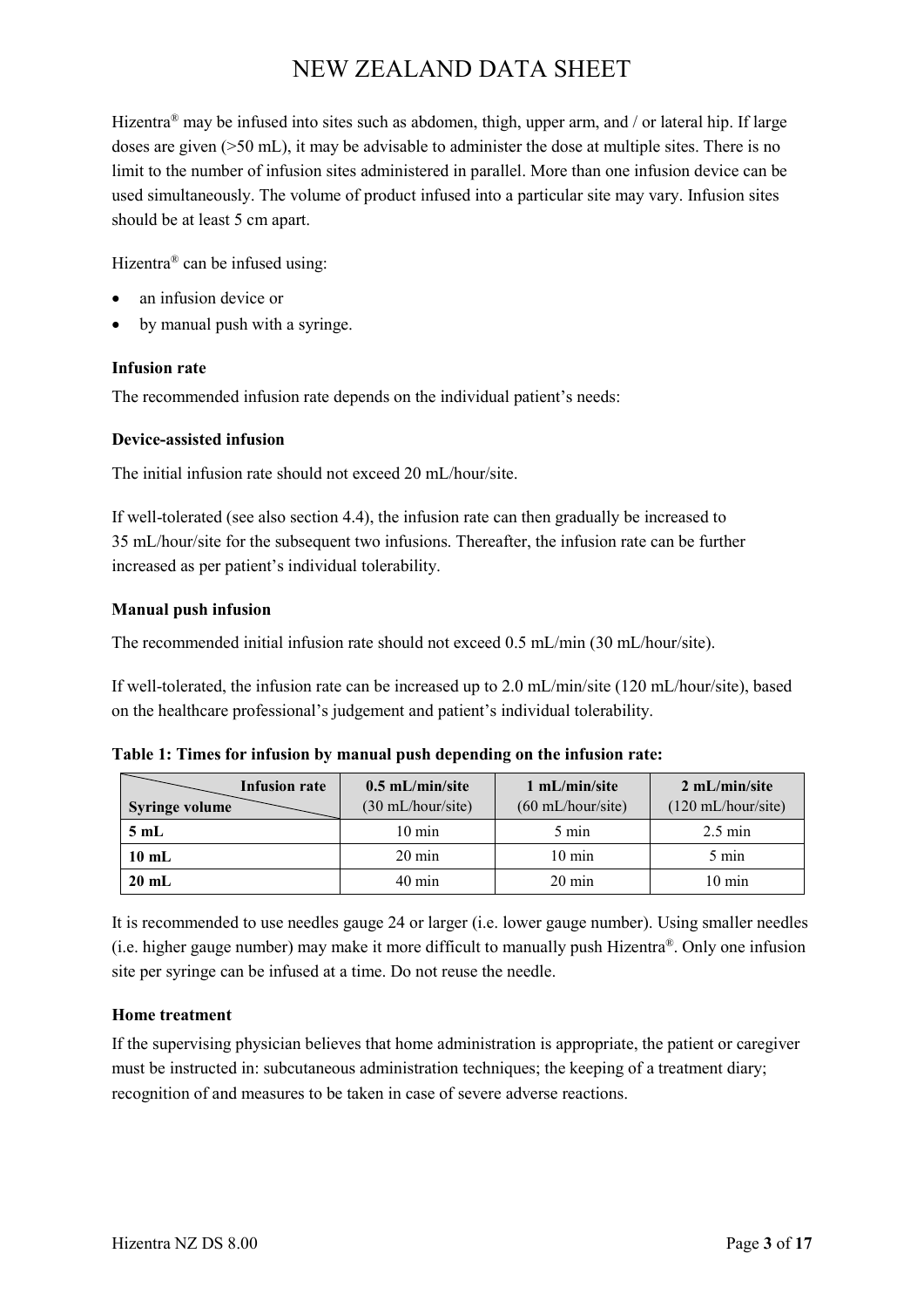Hizentra® may be infused into sites such as abdomen, thigh, upper arm, and / or lateral hip. If large doses are given (>50 mL), it may be advisable to administer the dose at multiple sites. There is no limit to the number of infusion sites administered in parallel. More than one infusion device can be used simultaneously. The volume of product infused into a particular site may vary. Infusion sites should be at least 5 cm apart.

Hizentra® can be infused using:

- an infusion device or
- by manual push with a syringe.

**Infusion rate**

The recommended infusion rate depends on the individual patient's needs:

**Device-assisted infusion**

The initial infusion rate should not exceed 20 mL/hour/site.

If well-tolerated (see also section 4.4), the infusion rate can then gradually be increased to 35 mL/hour/site for the subsequent two infusions. Thereafter, the infusion rate can be further increased as per patient's individual tolerability.

**Manual push infusion**

The recommended initial infusion rate should not exceed 0.5 mL/min (30 mL/hour/site).

If well-tolerated, the infusion rate can be increased up to 2.0 mL/min/site (120 mL/hour/site), based on the healthcare professional's judgement and patient's individual tolerability.

**Table 1: Times for infusion by manual push depending on the infusion rate:**

| Syringe volume \ Infusion rate | 0.5 mL/min/site (30 mL/hour/site) | 1 mL/min/site (60 mL/hour/site) | 2 mL/min/site (120 mL/hour/site) |
|---|---|---|---|
| **5 mL** | 10 min | 5 min | 2.5 min |
| **10 mL** | 20 min | 10 min | 5 min |
| **20 mL** | 40 min | 20 min | 10 min |

It is recommended to use needles gauge 24 or larger (i.e. lower gauge number). Using smaller needles (i.e. higher gauge number) may make it more difficult to manually push Hizentra®. Only one infusion site per syringe can be infused at a time. Do not reuse the needle.

**Home treatment**

If the supervising physician believes that home administration is appropriate, the patient or caregiver must be instructed in: subcutaneous administration techniques; the keeping of a treatment diary; recognition of and measures to be taken in case of severe adverse reactions.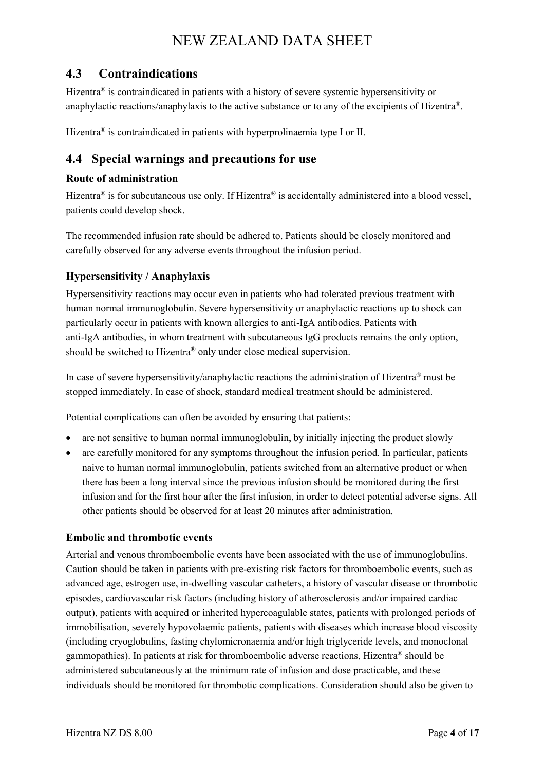## 4.3 Contraindications

Hizentra® is contraindicated in patients with a history of severe systemic hypersensitivity or anaphylactic reactions/anaphylaxis to the active substance or to any of the excipients of Hizentra®.

Hizentra® is contraindicated in patients with hyperprolinaemia type I or II.

## 4.4 Special warnings and precautions for use

### Route of administration

Hizentra® is for subcutaneous use only. If Hizentra® is accidentally administered into a blood vessel, patients could develop shock.

The recommended infusion rate should be adhered to. Patients should be closely monitored and carefully observed for any adverse events throughout the infusion period.

### Hypersensitivity / Anaphylaxis

Hypersensitivity reactions may occur even in patients who had tolerated previous treatment with human normal immunoglobulin. Severe hypersensitivity or anaphylactic reactions up to shock can particularly occur in patients with known allergies to anti-IgA antibodies. Patients with anti-IgA antibodies, in whom treatment with subcutaneous IgG products remains the only option, should be switched to Hizentra® only under close medical supervision.

In case of severe hypersensitivity/anaphylactic reactions the administration of Hizentra® must be stopped immediately. In case of shock, standard medical treatment should be administered.

Potential complications can often be avoided by ensuring that patients:

- are not sensitive to human normal immunoglobulin, by initially injecting the product slowly
- are carefully monitored for any symptoms throughout the infusion period. In particular, patients naive to human normal immunoglobulin, patients switched from an alternative product or when there has been a long interval since the previous infusion should be monitored during the first infusion and for the first hour after the first infusion, in order to detect potential adverse signs. All other patients should be observed for at least 20 minutes after administration.

### Embolic and thrombotic events

Arterial and venous thromboembolic events have been associated with the use of immunoglobulins. Caution should be taken in patients with pre-existing risk factors for thromboembolic events, such as advanced age, estrogen use, in-dwelling vascular catheters, a history of vascular disease or thrombotic episodes, cardiovascular risk factors (including history of atherosclerosis and/or impaired cardiac output), patients with acquired or inherited hypercoagulable states, patients with prolonged periods of immobilisation, severely hypovolaemic patients, patients with diseases which increase blood viscosity (including cryoglobulins, fasting chylomicronaemia and/or high triglyceride levels, and monoclonal gammopathies). In patients at risk for thromboembolic adverse reactions, Hizentra® should be administered subcutaneously at the minimum rate of infusion and dose practicable, and these individuals should be monitored for thrombotic complications. Consideration should also be given to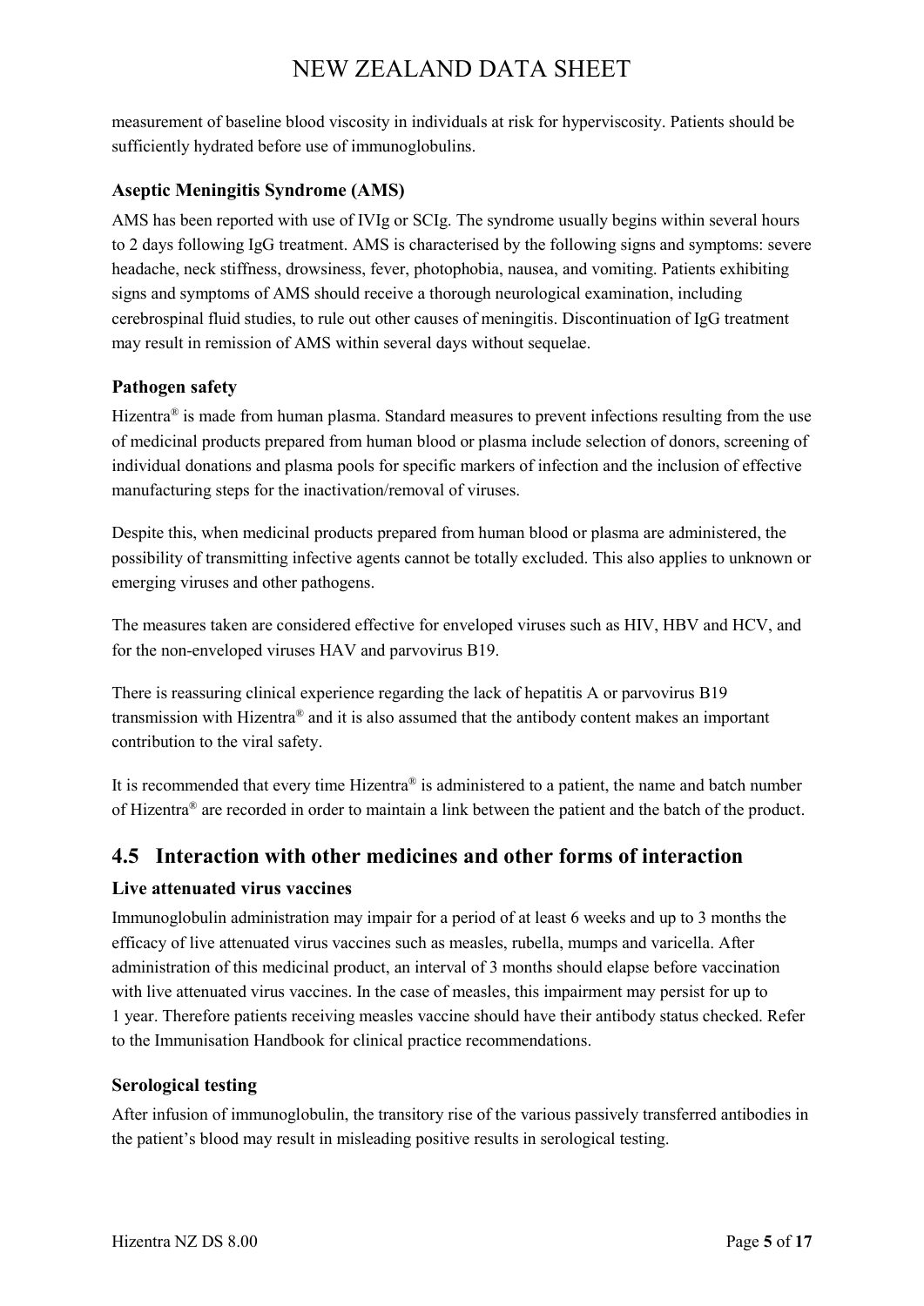measurement of baseline blood viscosity in individuals at risk for hyperviscosity. Patients should be sufficiently hydrated before use of immunoglobulins.

### Aseptic Meningitis Syndrome (AMS)

AMS has been reported with use of IVIg or SCIg. The syndrome usually begins within several hours to 2 days following IgG treatment. AMS is characterised by the following signs and symptoms: severe headache, neck stiffness, drowsiness, fever, photophobia, nausea, and vomiting. Patients exhibiting signs and symptoms of AMS should receive a thorough neurological examination, including cerebrospinal fluid studies, to rule out other causes of meningitis. Discontinuation of IgG treatment may result in remission of AMS within several days without sequelae.

### Pathogen safety

Hizentra® is made from human plasma. Standard measures to prevent infections resulting from the use of medicinal products prepared from human blood or plasma include selection of donors, screening of individual donations and plasma pools for specific markers of infection and the inclusion of effective manufacturing steps for the inactivation/removal of viruses.

Despite this, when medicinal products prepared from human blood or plasma are administered, the possibility of transmitting infective agents cannot be totally excluded. This also applies to unknown or emerging viruses and other pathogens.

The measures taken are considered effective for enveloped viruses such as HIV, HBV and HCV, and for the non-enveloped viruses HAV and parvovirus B19.

There is reassuring clinical experience regarding the lack of hepatitis A or parvovirus B19 transmission with Hizentra® and it is also assumed that the antibody content makes an important contribution to the viral safety.

It is recommended that every time Hizentra® is administered to a patient, the name and batch number of Hizentra® are recorded in order to maintain a link between the patient and the batch of the product.

## 4.5 Interaction with other medicines and other forms of interaction

### Live attenuated virus vaccines

Immunoglobulin administration may impair for a period of at least 6 weeks and up to 3 months the efficacy of live attenuated virus vaccines such as measles, rubella, mumps and varicella. After administration of this medicinal product, an interval of 3 months should elapse before vaccination with live attenuated virus vaccines. In the case of measles, this impairment may persist for up to 1 year. Therefore patients receiving measles vaccine should have their antibody status checked. Refer to the Immunisation Handbook for clinical practice recommendations.

### Serological testing

After infusion of immunoglobulin, the transitory rise of the various passively transferred antibodies in the patient's blood may result in misleading positive results in serological testing.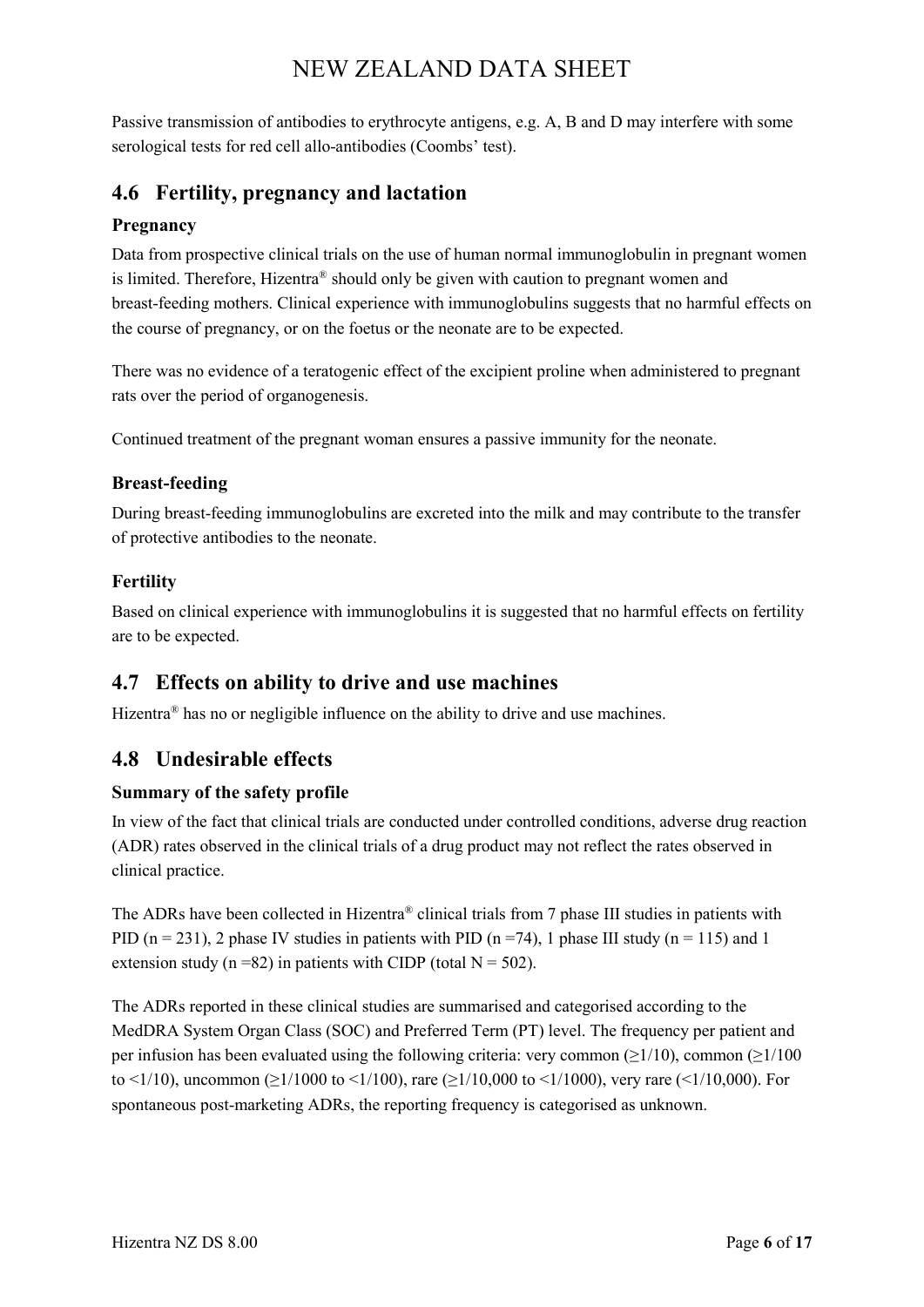Passive transmission of antibodies to erythrocyte antigens, e.g. A, B and D may interfere with some serological tests for red cell allo-antibodies (Coombs' test).

## 4.6 Fertility, pregnancy and lactation

### Pregnancy

Data from prospective clinical trials on the use of human normal immunoglobulin in pregnant women is limited. Therefore, Hizentra® should only be given with caution to pregnant women and breast-feeding mothers. Clinical experience with immunoglobulins suggests that no harmful effects on the course of pregnancy, or on the foetus or the neonate are to be expected.

There was no evidence of a teratogenic effect of the excipient proline when administered to pregnant rats over the period of organogenesis.

Continued treatment of the pregnant woman ensures a passive immunity for the neonate.

### Breast-feeding

During breast-feeding immunoglobulins are excreted into the milk and may contribute to the transfer of protective antibodies to the neonate.

### Fertility

Based on clinical experience with immunoglobulins it is suggested that no harmful effects on fertility are to be expected.

## 4.7 Effects on ability to drive and use machines

Hizentra® has no or negligible influence on the ability to drive and use machines.

## 4.8 Undesirable effects

### Summary of the safety profile

In view of the fact that clinical trials are conducted under controlled conditions, adverse drug reaction (ADR) rates observed in the clinical trials of a drug product may not reflect the rates observed in clinical practice.

The ADRs have been collected in Hizentra® clinical trials from 7 phase III studies in patients with PID ($n = 231$), 2 phase IV studies in patients with PID ($n = 74$), 1 phase III study ($n = 115$) and 1 extension study ($n = 82$) in patients with CIDP (total $N = 502$).

The ADRs reported in these clinical studies are summarised and categorised according to the MedDRA System Organ Class (SOC) and Preferred Term (PT) level. The frequency per patient and per infusion has been evaluated using the following criteria: very common (≥1/10), common (≥1/100 to <1/10), uncommon (≥1/1000 to <1/100), rare (≥1/10,000 to <1/1000), very rare (<1/10,000). For spontaneous post-marketing ADRs, the reporting frequency is categorised as unknown.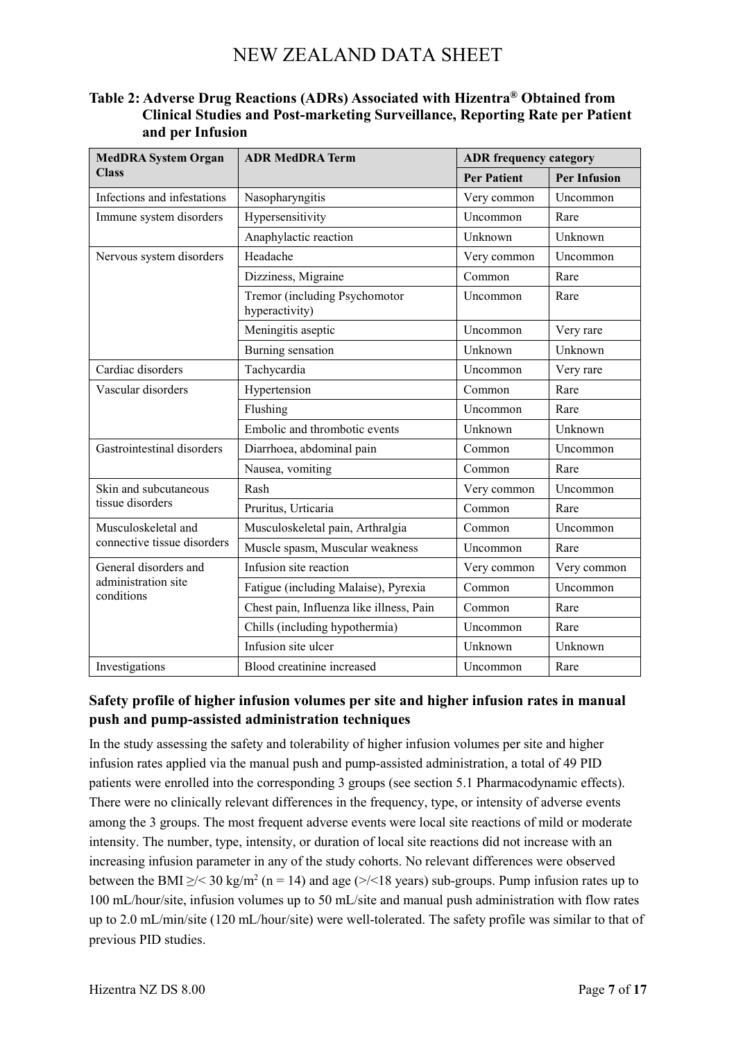**Table 2: Adverse Drug Reactions (ADRs) Associated with Hizentra® Obtained from Clinical Studies and Post-marketing Surveillance, Reporting Rate per Patient and per Infusion**

| MedDRA System Organ Class | ADR MedDRA Term | ADR frequency category | |
|---|---|---|---|
| | | **Per Patient** | **Per Infusion** |
| Infections and infestations | Nasopharyngitis | Very common | Uncommon |
| Immune system disorders | Hypersensitivity | Uncommon | Rare |
| | Anaphylactic reaction | Unknown | Unknown |
| Nervous system disorders | Headache | Very common | Uncommon |
| | Dizziness, Migraine | Common | Rare |
| | Tremor (including Psychomotor hyperactivity) | Uncommon | Rare |
| | Meningitis aseptic | Uncommon | Very rare |
| | Burning sensation | Unknown | Unknown |
| Cardiac disorders | Tachycardia | Uncommon | Very rare |
| Vascular disorders | Hypertension | Common | Rare |
| | Flushing | Uncommon | Rare |
| | Embolic and thrombotic events | Unknown | Unknown |
| Gastrointestinal disorders | Diarrhoea, abdominal pain | Common | Uncommon |
| | Nausea, vomiting | Common | Rare |
| Skin and subcutaneous tissue disorders | Rash | Very common | Uncommon |
| | Pruritus, Urticaria | Common | Rare |
| Musculoskeletal and connective tissue disorders | Musculoskeletal pain, Arthralgia | Common | Uncommon |
| | Muscle spasm, Muscular weakness | Uncommon | Rare |
| General disorders and administration site conditions | Infusion site reaction | Very common | Very common |
| | Fatigue (including Malaise), Pyrexia | Common | Uncommon |
| | Chest pain, Influenza like illness, Pain | Common | Rare |
| | Chills (including hypothermia) | Uncommon | Rare |
| | Infusion site ulcer | Unknown | Unknown |
| Investigations | Blood creatinine increased | Uncommon | Rare |

### Safety profile of higher infusion volumes per site and higher infusion rates in manual push and pump-assisted administration techniques

In the study assessing the safety and tolerability of higher infusion volumes per site and higher infusion rates applied via the manual push and pump-assisted administration, a total of 49 PID patients were enrolled into the corresponding 3 groups (see section 5.1 Pharmacodynamic effects). There were no clinically relevant differences in the frequency, type, or intensity of adverse events among the 3 groups. The most frequent adverse events were local site reactions of mild or moderate intensity. The number, type, intensity, or duration of local site reactions did not increase with an increasing infusion parameter in any of the study cohorts. No relevant differences were observed between the BMI ≥/< 30 kg/m$^2$ (n = 14) and age (>/<18 years) sub-groups. Pump infusion rates up to 100 mL/hour/site, infusion volumes up to 50 mL/site and manual push administration with flow rates up to 2.0 mL/min/site (120 mL/hour/site) were well-tolerated. The safety profile was similar to that of previous PID studies.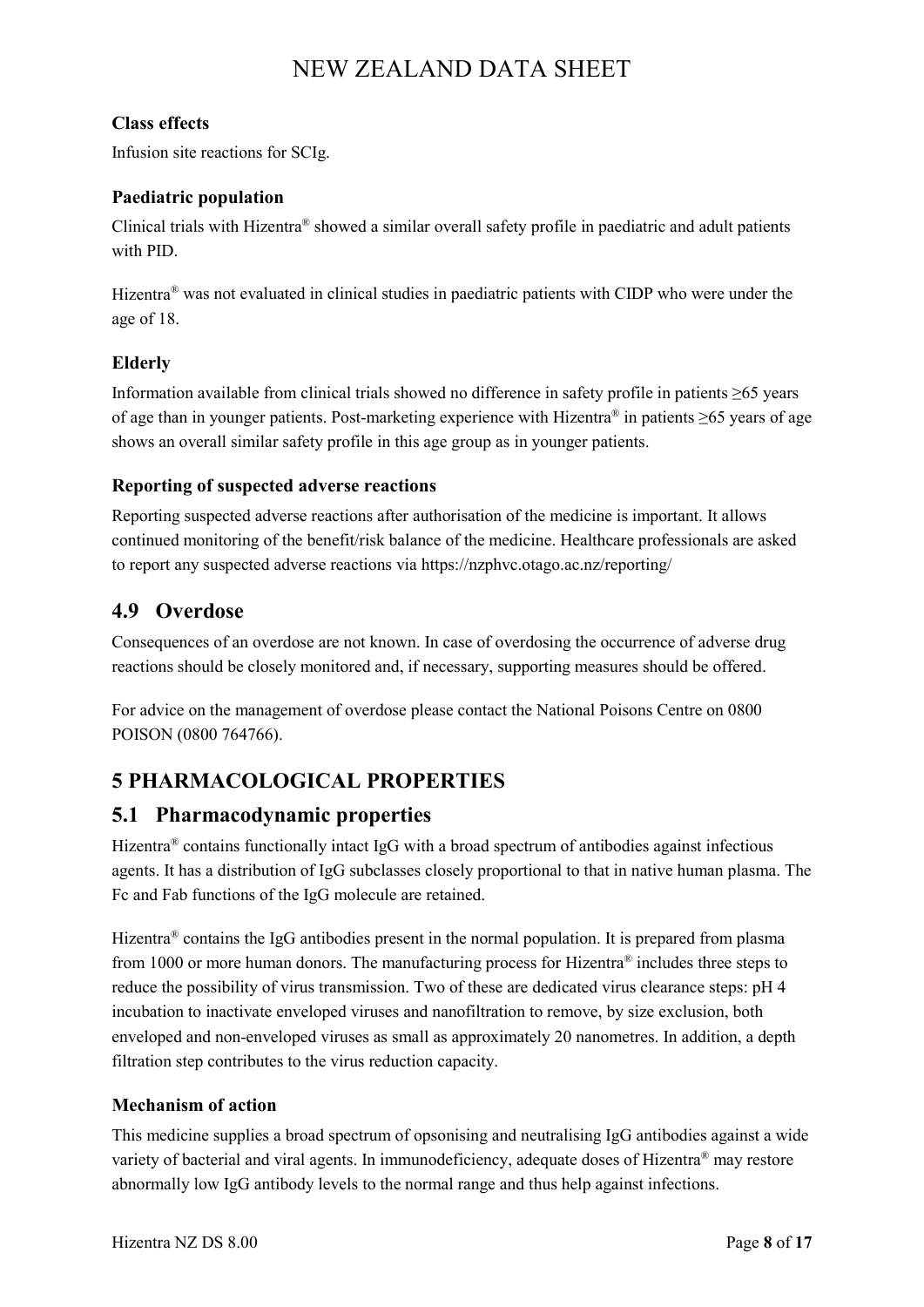### Class effects

Infusion site reactions for SCIg.

### Paediatric population

Clinical trials with Hizentra® showed a similar overall safety profile in paediatric and adult patients with PID.

Hizentra® was not evaluated in clinical studies in paediatric patients with CIDP who were under the age of 18.

### Elderly

Information available from clinical trials showed no difference in safety profile in patients ≥65 years of age than in younger patients. Post-marketing experience with Hizentra® in patients ≥65 years of age shows an overall similar safety profile in this age group as in younger patients.

### Reporting of suspected adverse reactions

Reporting suspected adverse reactions after authorisation of the medicine is important. It allows continued monitoring of the benefit/risk balance of the medicine. Healthcare professionals are asked to report any suspected adverse reactions via https://nzphvc.otago.ac.nz/reporting/

## 4.9 Overdose

Consequences of an overdose are not known. In case of overdosing the occurrence of adverse drug reactions should be closely monitored and, if necessary, supporting measures should be offered.

For advice on the management of overdose please contact the National Poisons Centre on 0800 POISON (0800 764766).

# 5 PHARMACOLOGICAL PROPERTIES

## 5.1 Pharmacodynamic properties

Hizentra® contains functionally intact IgG with a broad spectrum of antibodies against infectious agents. It has a distribution of IgG subclasses closely proportional to that in native human plasma. The Fc and Fab functions of the IgG molecule are retained.

Hizentra® contains the IgG antibodies present in the normal population. It is prepared from plasma from 1000 or more human donors. The manufacturing process for Hizentra® includes three steps to reduce the possibility of virus transmission. Two of these are dedicated virus clearance steps: pH 4 incubation to inactivate enveloped viruses and nanofiltration to remove, by size exclusion, both enveloped and non-enveloped viruses as small as approximately 20 nanometres. In addition, a depth filtration step contributes to the virus reduction capacity.

### Mechanism of action

This medicine supplies a broad spectrum of opsonising and neutralising IgG antibodies against a wide variety of bacterial and viral agents. In immunodeficiency, adequate doses of Hizentra® may restore abnormally low IgG antibody levels to the normal range and thus help against infections.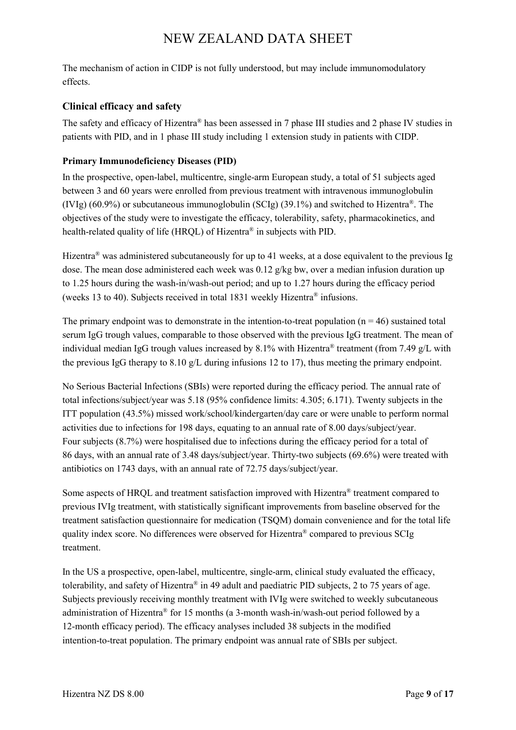The mechanism of action in CIDP is not fully understood, but may include immunomodulatory effects.

### Clinical efficacy and safety

The safety and efficacy of Hizentra® has been assessed in 7 phase III studies and 2 phase IV studies in patients with PID, and in 1 phase III study including 1 extension study in patients with CIDP.

#### Primary Immunodeficiency Diseases (PID)

In the prospective, open-label, multicentre, single-arm European study, a total of 51 subjects aged between 3 and 60 years were enrolled from previous treatment with intravenous immunoglobulin (IVIg) (60.9%) or subcutaneous immunoglobulin (SCIg) (39.1%) and switched to Hizentra®. The objectives of the study were to investigate the efficacy, tolerability, safety, pharmacokinetics, and health-related quality of life (HRQL) of Hizentra® in subjects with PID.

Hizentra® was administered subcutaneously for up to 41 weeks, at a dose equivalent to the previous Ig dose. The mean dose administered each week was 0.12 g/kg bw, over a median infusion duration up to 1.25 hours during the wash-in/wash-out period; and up to 1.27 hours during the efficacy period (weeks 13 to 40). Subjects received in total 1831 weekly Hizentra® infusions.

The primary endpoint was to demonstrate in the intention-to-treat population (n = 46) sustained total serum IgG trough values, comparable to those observed with the previous IgG treatment. The mean of individual median IgG trough values increased by 8.1% with Hizentra® treatment (from 7.49 g/L with the previous IgG therapy to 8.10 g/L during infusions 12 to 17), thus meeting the primary endpoint.

No Serious Bacterial Infections (SBIs) were reported during the efficacy period. The annual rate of total infections/subject/year was 5.18 (95% confidence limits: 4.305; 6.171). Twenty subjects in the ITT population (43.5%) missed work/school/kindergarten/day care or were unable to perform normal activities due to infections for 198 days, equating to an annual rate of 8.00 days/subject/year. Four subjects (8.7%) were hospitalised due to infections during the efficacy period for a total of 86 days, with an annual rate of 3.48 days/subject/year. Thirty-two subjects (69.6%) were treated with antibiotics on 1743 days, with an annual rate of 72.75 days/subject/year.

Some aspects of HRQL and treatment satisfaction improved with Hizentra® treatment compared to previous IVIg treatment, with statistically significant improvements from baseline observed for the treatment satisfaction questionnaire for medication (TSQM) domain convenience and for the total life quality index score. No differences were observed for Hizentra® compared to previous SCIg treatment.

In the US a prospective, open-label, multicentre, single-arm, clinical study evaluated the efficacy, tolerability, and safety of Hizentra® in 49 adult and paediatric PID subjects, 2 to 75 years of age. Subjects previously receiving monthly treatment with IVIg were switched to weekly subcutaneous administration of Hizentra® for 15 months (a 3-month wash-in/wash-out period followed by a 12-month efficacy period). The efficacy analyses included 38 subjects in the modified intention-to-treat population. The primary endpoint was annual rate of SBIs per subject.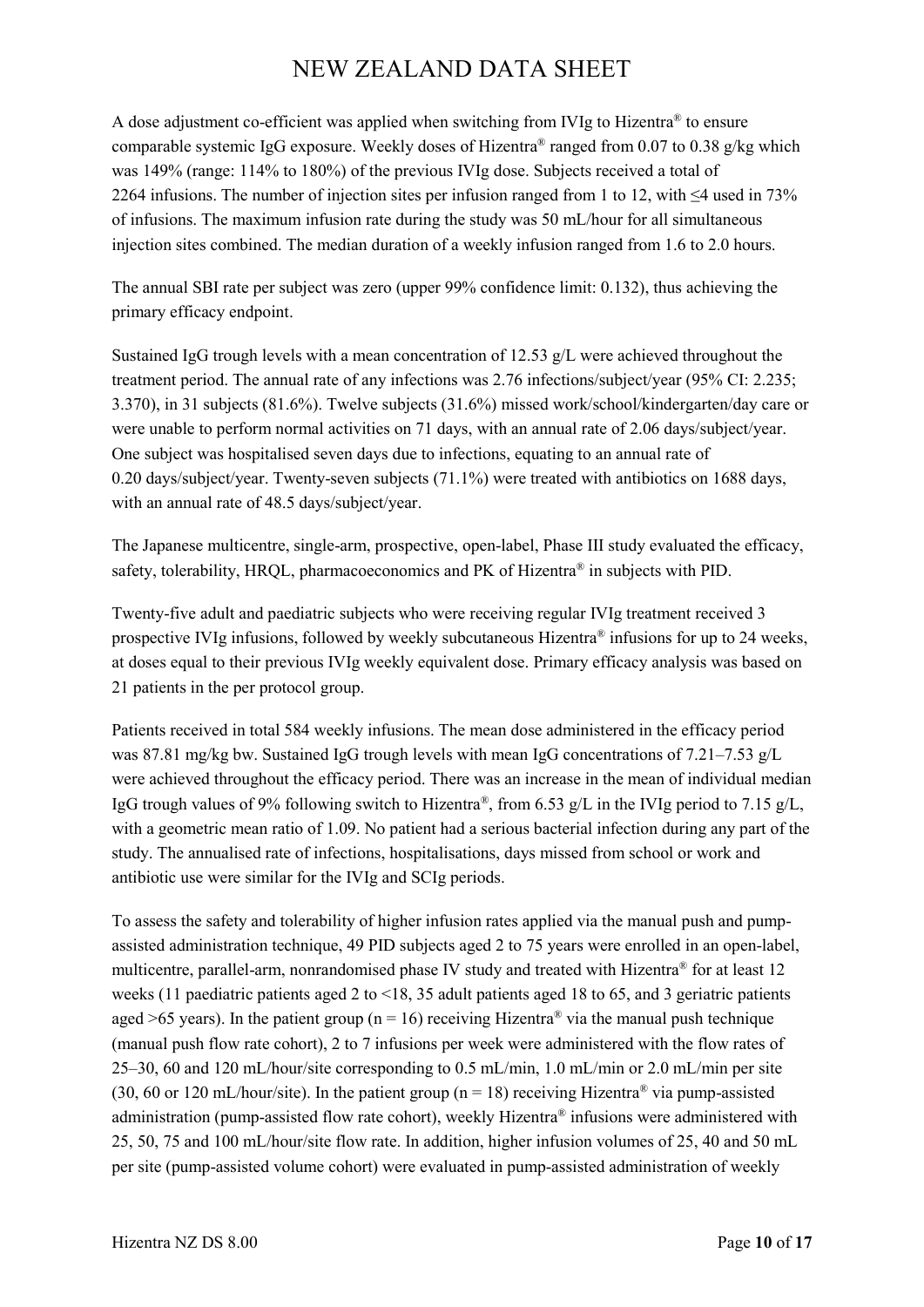A dose adjustment co-efficient was applied when switching from IVIg to Hizentra® to ensure comparable systemic IgG exposure. Weekly doses of Hizentra® ranged from 0.07 to 0.38 g/kg which was 149% (range: 114% to 180%) of the previous IVIg dose. Subjects received a total of 2264 infusions. The number of injection sites per infusion ranged from 1 to 12, with ≤4 used in 73% of infusions. The maximum infusion rate during the study was 50 mL/hour for all simultaneous injection sites combined. The median duration of a weekly infusion ranged from 1.6 to 2.0 hours.

The annual SBI rate per subject was zero (upper 99% confidence limit: 0.132), thus achieving the primary efficacy endpoint.

Sustained IgG trough levels with a mean concentration of 12.53 g/L were achieved throughout the treatment period. The annual rate of any infections was 2.76 infections/subject/year (95% CI: 2.235; 3.370), in 31 subjects (81.6%). Twelve subjects (31.6%) missed work/school/kindergarten/day care or were unable to perform normal activities on 71 days, with an annual rate of 2.06 days/subject/year. One subject was hospitalised seven days due to infections, equating to an annual rate of 0.20 days/subject/year. Twenty-seven subjects (71.1%) were treated with antibiotics on 1688 days, with an annual rate of 48.5 days/subject/year.

The Japanese multicentre, single-arm, prospective, open-label, Phase III study evaluated the efficacy, safety, tolerability, HRQL, pharmacoeconomics and PK of Hizentra® in subjects with PID.

Twenty-five adult and paediatric subjects who were receiving regular IVIg treatment received 3 prospective IVIg infusions, followed by weekly subcutaneous Hizentra® infusions for up to 24 weeks, at doses equal to their previous IVIg weekly equivalent dose. Primary efficacy analysis was based on 21 patients in the per protocol group.

Patients received in total 584 weekly infusions. The mean dose administered in the efficacy period was 87.81 mg/kg bw. Sustained IgG trough levels with mean IgG concentrations of 7.21–7.53 g/L were achieved throughout the efficacy period. There was an increase in the mean of individual median IgG trough values of 9% following switch to Hizentra®, from 6.53 g/L in the IVIg period to 7.15 g/L, with a geometric mean ratio of 1.09. No patient had a serious bacterial infection during any part of the study. The annualised rate of infections, hospitalisations, days missed from school or work and antibiotic use were similar for the IVIg and SCIg periods.

To assess the safety and tolerability of higher infusion rates applied via the manual push and pump-assisted administration technique, 49 PID subjects aged 2 to 75 years were enrolled in an open-label, multicentre, parallel-arm, nonrandomised phase IV study and treated with Hizentra® for at least 12 weeks (11 paediatric patients aged 2 to <18, 35 adult patients aged 18 to 65, and 3 geriatric patients aged >65 years). In the patient group (n = 16) receiving Hizentra® via the manual push technique (manual push flow rate cohort), 2 to 7 infusions per week were administered with the flow rates of 25–30, 60 and 120 mL/hour/site corresponding to 0.5 mL/min, 1.0 mL/min or 2.0 mL/min per site (30, 60 or 120 mL/hour/site). In the patient group (n = 18) receiving Hizentra® via pump-assisted administration (pump-assisted flow rate cohort), weekly Hizentra® infusions were administered with 25, 50, 75 and 100 mL/hour/site flow rate. In addition, higher infusion volumes of 25, 40 and 50 mL per site (pump-assisted volume cohort) were evaluated in pump-assisted administration of weekly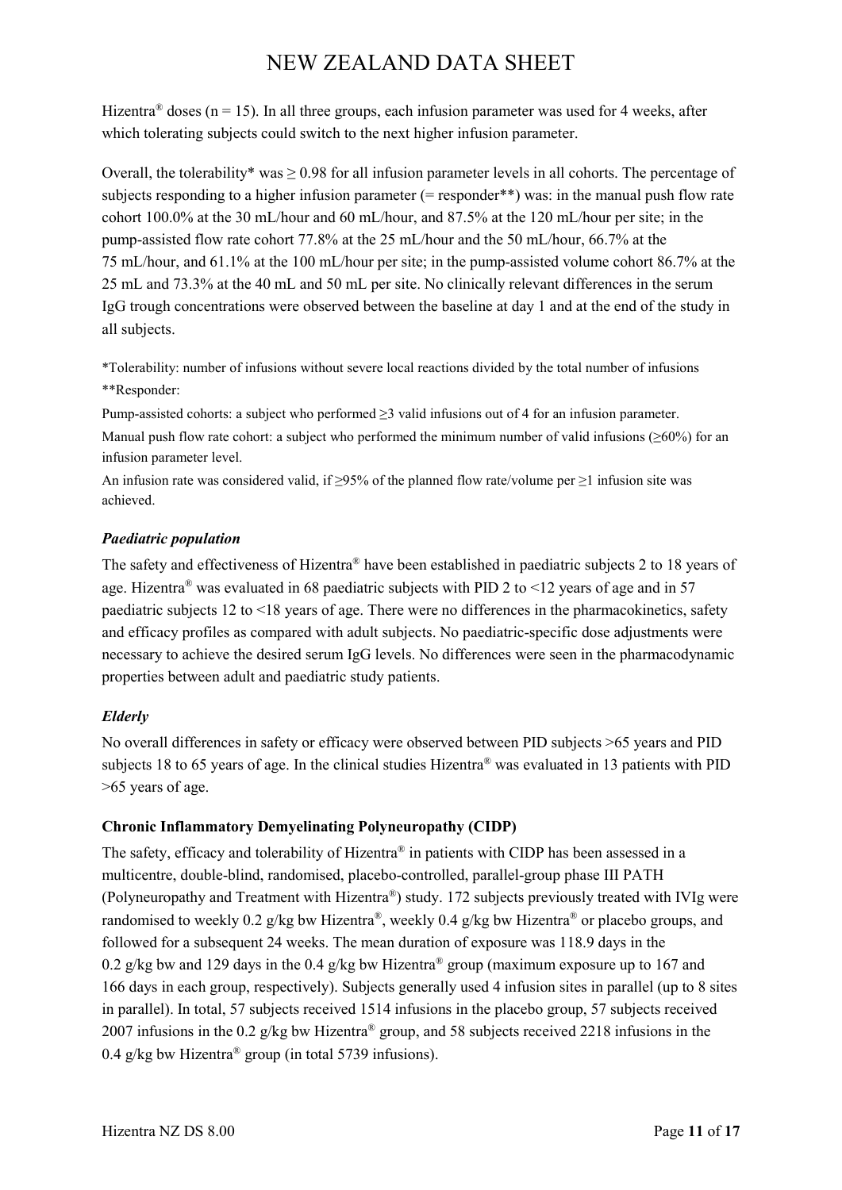Hizentra® doses (n = 15). In all three groups, each infusion parameter was used for 4 weeks, after which tolerating subjects could switch to the next higher infusion parameter.

Overall, the tolerability* was ≥ 0.98 for all infusion parameter levels in all cohorts. The percentage of subjects responding to a higher infusion parameter (= responder**) was: in the manual push flow rate cohort 100.0% at the 30 mL/hour and 60 mL/hour, and 87.5% at the 120 mL/hour per site; in the pump-assisted flow rate cohort 77.8% at the 25 mL/hour and the 50 mL/hour, 66.7% at the 75 mL/hour, and 61.1% at the 100 mL/hour per site; in the pump-assisted volume cohort 86.7% at the 25 mL and 73.3% at the 40 mL and 50 mL per site. No clinically relevant differences in the serum IgG trough concentrations were observed between the baseline at day 1 and at the end of the study in all subjects.

*Tolerability: number of infusions without severe local reactions divided by the total number of infusions

**Responder:

Pump-assisted cohorts: a subject who performed ≥3 valid infusions out of 4 for an infusion parameter.

Manual push flow rate cohort: a subject who performed the minimum number of valid infusions (≥60%) for an infusion parameter level.

An infusion rate was considered valid, if ≥95% of the planned flow rate/volume per ≥1 infusion site was achieved.

### *Paediatric population*

The safety and effectiveness of Hizentra® have been established in paediatric subjects 2 to 18 years of age. Hizentra® was evaluated in 68 paediatric subjects with PID 2 to <12 years of age and in 57 paediatric subjects 12 to <18 years of age. There were no differences in the pharmacokinetics, safety and efficacy profiles as compared with adult subjects. No paediatric-specific dose adjustments were necessary to achieve the desired serum IgG levels. No differences were seen in the pharmacodynamic properties between adult and paediatric study patients.

### *Elderly*

No overall differences in safety or efficacy were observed between PID subjects >65 years and PID subjects 18 to 65 years of age. In the clinical studies Hizentra® was evaluated in 13 patients with PID >65 years of age.

### Chronic Inflammatory Demyelinating Polyneuropathy (CIDP)

The safety, efficacy and tolerability of Hizentra® in patients with CIDP has been assessed in a multicentre, double-blind, randomised, placebo-controlled, parallel-group phase III PATH (Polyneuropathy and Treatment with Hizentra®) study. 172 subjects previously treated with IVIg were randomised to weekly 0.2 g/kg bw Hizentra®, weekly 0.4 g/kg bw Hizentra® or placebo groups, and followed for a subsequent 24 weeks. The mean duration of exposure was 118.9 days in the 0.2 g/kg bw and 129 days in the 0.4 g/kg bw Hizentra® group (maximum exposure up to 167 and 166 days in each group, respectively). Subjects generally used 4 infusion sites in parallel (up to 8 sites in parallel). In total, 57 subjects received 1514 infusions in the placebo group, 57 subjects received 2007 infusions in the 0.2 g/kg bw Hizentra® group, and 58 subjects received 2218 infusions in the 0.4 g/kg bw Hizentra® group (in total 5739 infusions).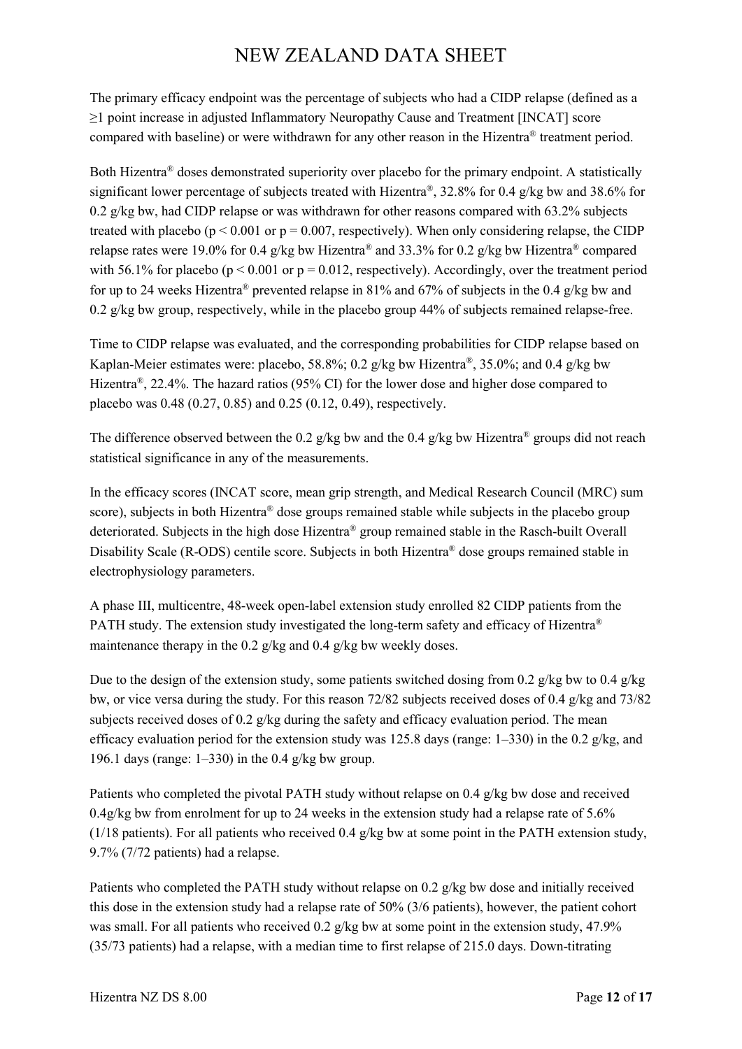The primary efficacy endpoint was the percentage of subjects who had a CIDP relapse (defined as a ≥1 point increase in adjusted Inflammatory Neuropathy Cause and Treatment [INCAT] score compared with baseline) or were withdrawn for any other reason in the Hizentra® treatment period.

Both Hizentra® doses demonstrated superiority over placebo for the primary endpoint. A statistically significant lower percentage of subjects treated with Hizentra®, 32.8% for 0.4 g/kg bw and 38.6% for 0.2 g/kg bw, had CIDP relapse or was withdrawn for other reasons compared with 63.2% subjects treated with placebo ($p < 0.001$ or $p = 0.007$, respectively). When only considering relapse, the CIDP relapse rates were 19.0% for 0.4 g/kg bw Hizentra® and 33.3% for 0.2 g/kg bw Hizentra® compared with 56.1% for placebo ($p < 0.001$ or $p = 0.012$, respectively). Accordingly, over the treatment period for up to 24 weeks Hizentra® prevented relapse in 81% and 67% of subjects in the 0.4 g/kg bw and 0.2 g/kg bw group, respectively, while in the placebo group 44% of subjects remained relapse-free.

Time to CIDP relapse was evaluated, and the corresponding probabilities for CIDP relapse based on Kaplan-Meier estimates were: placebo, 58.8%; 0.2 g/kg bw Hizentra®, 35.0%; and 0.4 g/kg bw Hizentra®, 22.4%. The hazard ratios (95% CI) for the lower dose and higher dose compared to placebo was 0.48 (0.27, 0.85) and 0.25 (0.12, 0.49), respectively.

The difference observed between the 0.2 g/kg bw and the 0.4 g/kg bw Hizentra® groups did not reach statistical significance in any of the measurements.

In the efficacy scores (INCAT score, mean grip strength, and Medical Research Council (MRC) sum score), subjects in both Hizentra® dose groups remained stable while subjects in the placebo group deteriorated. Subjects in the high dose Hizentra® group remained stable in the Rasch-built Overall Disability Scale (R-ODS) centile score. Subjects in both Hizentra® dose groups remained stable in electrophysiology parameters.

A phase III, multicentre, 48-week open-label extension study enrolled 82 CIDP patients from the PATH study. The extension study investigated the long-term safety and efficacy of Hizentra® maintenance therapy in the 0.2 g/kg and 0.4 g/kg bw weekly doses.

Due to the design of the extension study, some patients switched dosing from 0.2 g/kg bw to 0.4 g/kg bw, or vice versa during the study. For this reason 72/82 subjects received doses of 0.4 g/kg and 73/82 subjects received doses of 0.2 g/kg during the safety and efficacy evaluation period. The mean efficacy evaluation period for the extension study was 125.8 days (range: 1–330) in the 0.2 g/kg, and 196.1 days (range: 1–330) in the 0.4 g/kg bw group.

Patients who completed the pivotal PATH study without relapse on 0.4 g/kg bw dose and received 0.4g/kg bw from enrolment for up to 24 weeks in the extension study had a relapse rate of 5.6% (1/18 patients). For all patients who received 0.4 g/kg bw at some point in the PATH extension study, 9.7% (7/72 patients) had a relapse.

Patients who completed the PATH study without relapse on 0.2 g/kg bw dose and initially received this dose in the extension study had a relapse rate of 50% (3/6 patients), however, the patient cohort was small. For all patients who received 0.2 g/kg bw at some point in the extension study, 47.9% (35/73 patients) had a relapse, with a median time to first relapse of 215.0 days. Down-titrating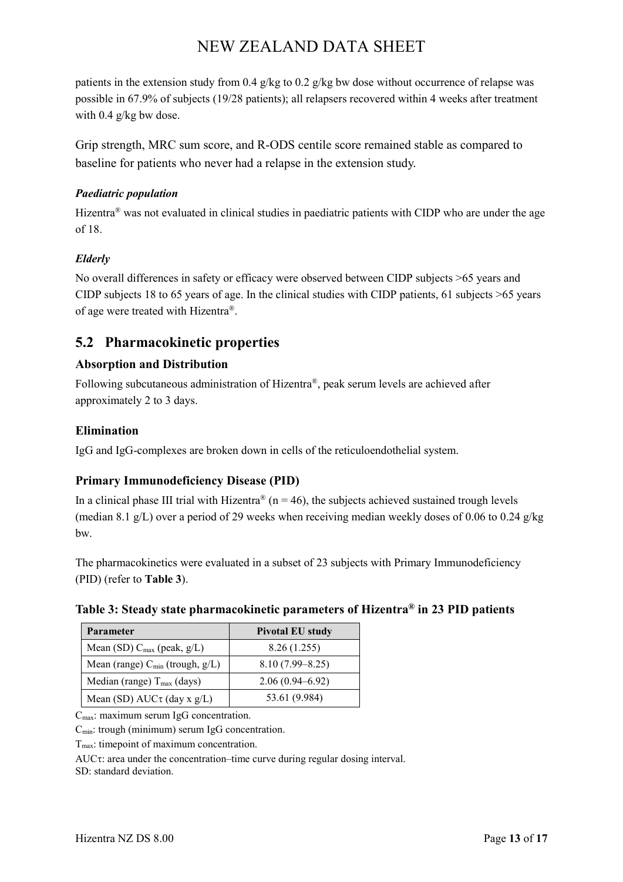patients in the extension study from 0.4 g/kg to 0.2 g/kg bw dose without occurrence of relapse was possible in 67.9% of subjects (19/28 patients); all relapsers recovered within 4 weeks after treatment with 0.4 g/kg bw dose.

Grip strength, MRC sum score, and R-ODS centile score remained stable as compared to baseline for patients who never had a relapse in the extension study.

#### *Paediatric population*

Hizentra® was not evaluated in clinical studies in paediatric patients with CIDP who are under the age of 18.

#### *Elderly*

No overall differences in safety or efficacy were observed between CIDP subjects >65 years and CIDP subjects 18 to 65 years of age. In the clinical studies with CIDP patients, 61 subjects >65 years of age were treated with Hizentra®.

## 5.2 Pharmacokinetic properties

### Absorption and Distribution

Following subcutaneous administration of Hizentra®, peak serum levels are achieved after approximately 2 to 3 days.

### Elimination

IgG and IgG-complexes are broken down in cells of the reticuloendothelial system.

### Primary Immunodeficiency Disease (PID)

In a clinical phase III trial with Hizentra® (n = 46), the subjects achieved sustained trough levels (median 8.1 g/L) over a period of 29 weeks when receiving median weekly doses of 0.06 to 0.24 g/kg bw.

The pharmacokinetics were evaluated in a subset of 23 subjects with Primary Immunodeficiency (PID) (refer to **Table 3**).

**Table 3: Steady state pharmacokinetic parameters of Hizentra® in 23 PID patients**

| Parameter | Pivotal EU study |
|---|---|
| Mean (SD) $C_{max}$ (peak, g/L) | 8.26 (1.255) |
| Mean (range) $C_{min}$ (trough, g/L) | 8.10 (7.99–8.25) |
| Median (range) $T_{max}$ (days) | 2.06 (0.94–6.92) |
| Mean (SD) $AUC\tau$ (day x g/L) | 53.61 (9.984) |

$C_{max}$: maximum serum IgG concentration.

$C_{min}$: trough (minimum) serum IgG concentration.

$T_{max}$: timepoint of maximum concentration.

$AUC\tau$: area under the concentration–time curve during regular dosing interval.

SD: standard deviation.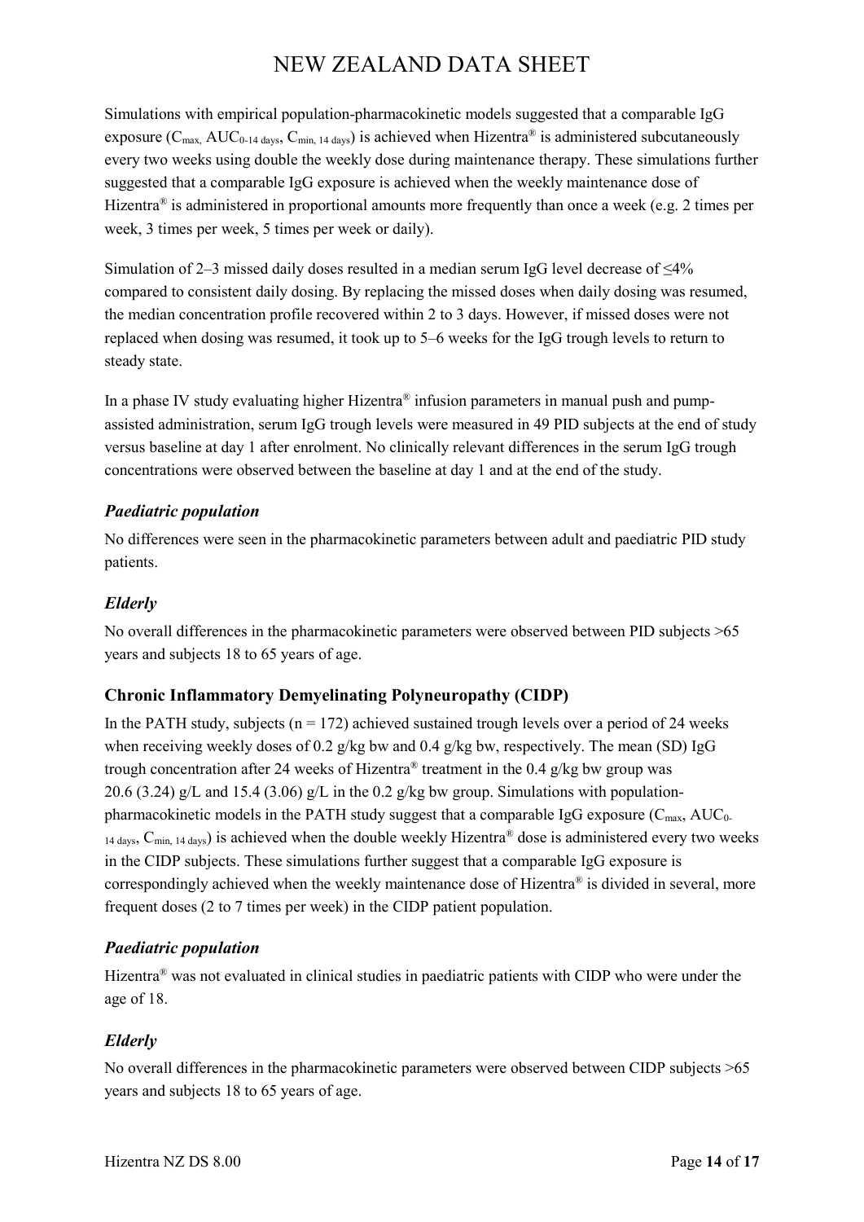Simulations with empirical population-pharmacokinetic models suggested that a comparable IgG exposure ($C_{max}$, $AUC_{0\text{-}14\ days}$, $C_{min,\ 14\ days}$) is achieved when Hizentra® is administered subcutaneously every two weeks using double the weekly dose during maintenance therapy. These simulations further suggested that a comparable IgG exposure is achieved when the weekly maintenance dose of Hizentra® is administered in proportional amounts more frequently than once a week (e.g. 2 times per week, 3 times per week, 5 times per week or daily).

Simulation of 2–3 missed daily doses resulted in a median serum IgG level decrease of ≤4% compared to consistent daily dosing. By replacing the missed doses when daily dosing was resumed, the median concentration profile recovered within 2 to 3 days. However, if missed doses were not replaced when dosing was resumed, it took up to 5–6 weeks for the IgG trough levels to return to steady state.

In a phase IV study evaluating higher Hizentra® infusion parameters in manual push and pump-assisted administration, serum IgG trough levels were measured in 49 PID subjects at the end of study versus baseline at day 1 after enrolment. No clinically relevant differences in the serum IgG trough concentrations were observed between the baseline at day 1 and at the end of the study.

### *Paediatric population*

No differences were seen in the pharmacokinetic parameters between adult and paediatric PID study patients.

### *Elderly*

No overall differences in the pharmacokinetic parameters were observed between PID subjects >65 years and subjects 18 to 65 years of age.

## Chronic Inflammatory Demyelinating Polyneuropathy (CIDP)

In the PATH study, subjects (n = 172) achieved sustained trough levels over a period of 24 weeks when receiving weekly doses of 0.2 g/kg bw and 0.4 g/kg bw, respectively. The mean (SD) IgG trough concentration after 24 weeks of Hizentra® treatment in the 0.4 g/kg bw group was 20.6 (3.24) g/L and 15.4 (3.06) g/L in the 0.2 g/kg bw group. Simulations with population-pharmacokinetic models in the PATH study suggest that a comparable IgG exposure ($C_{max}$, $AUC_{0\text{-}14\ days}$, $C_{min,\ 14\ days}$) is achieved when the double weekly Hizentra® dose is administered every two weeks in the CIDP subjects. These simulations further suggest that a comparable IgG exposure is correspondingly achieved when the weekly maintenance dose of Hizentra® is divided in several, more frequent doses (2 to 7 times per week) in the CIDP patient population.

### *Paediatric population*

Hizentra® was not evaluated in clinical studies in paediatric patients with CIDP who were under the age of 18.

### *Elderly*

No overall differences in the pharmacokinetic parameters were observed between CIDP subjects >65 years and subjects 18 to 65 years of age.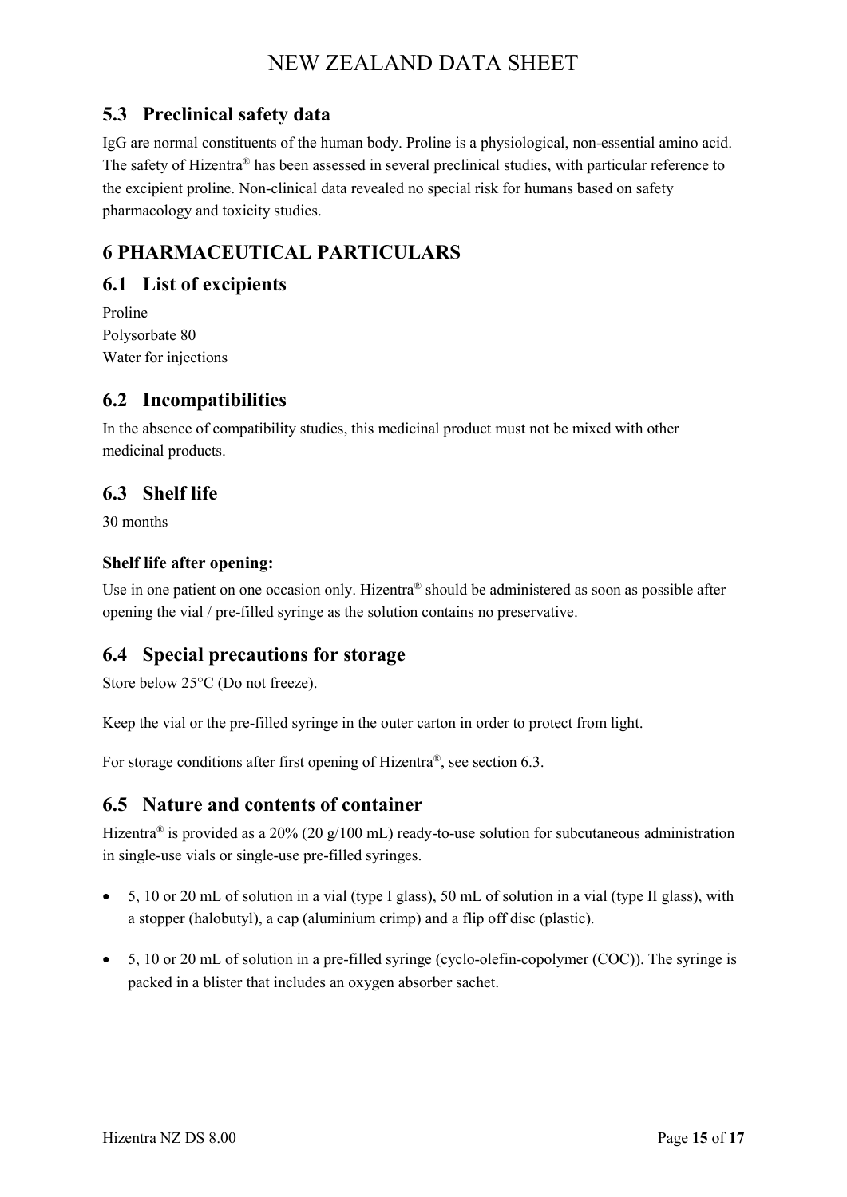## 5.3 Preclinical safety data

IgG are normal constituents of the human body. Proline is a physiological, non-essential amino acid. The safety of Hizentra® has been assessed in several preclinical studies, with particular reference to the excipient proline. Non-clinical data revealed no special risk for humans based on safety pharmacology and toxicity studies.

# 6 PHARMACEUTICAL PARTICULARS

## 6.1 List of excipients

Proline
Polysorbate 80
Water for injections

## 6.2 Incompatibilities

In the absence of compatibility studies, this medicinal product must not be mixed with other medicinal products.

## 6.3 Shelf life

30 months

### Shelf life after opening:

Use in one patient on one occasion only. Hizentra® should be administered as soon as possible after opening the vial / pre-filled syringe as the solution contains no preservative.

## 6.4 Special precautions for storage

Store below 25°C (Do not freeze).

Keep the vial or the pre-filled syringe in the outer carton in order to protect from light.

For storage conditions after first opening of Hizentra®, see section 6.3.

## 6.5 Nature and contents of container

Hizentra® is provided as a 20% (20 g/100 mL) ready-to-use solution for subcutaneous administration in single-use vials or single-use pre-filled syringes.

- 5, 10 or 20 mL of solution in a vial (type I glass), 50 mL of solution in a vial (type II glass), with a stopper (halobutyl), a cap (aluminium crimp) and a flip off disc (plastic).
- 5, 10 or 20 mL of solution in a pre-filled syringe (cyclo-olefin-copolymer (COC)). The syringe is packed in a blister that includes an oxygen absorber sachet.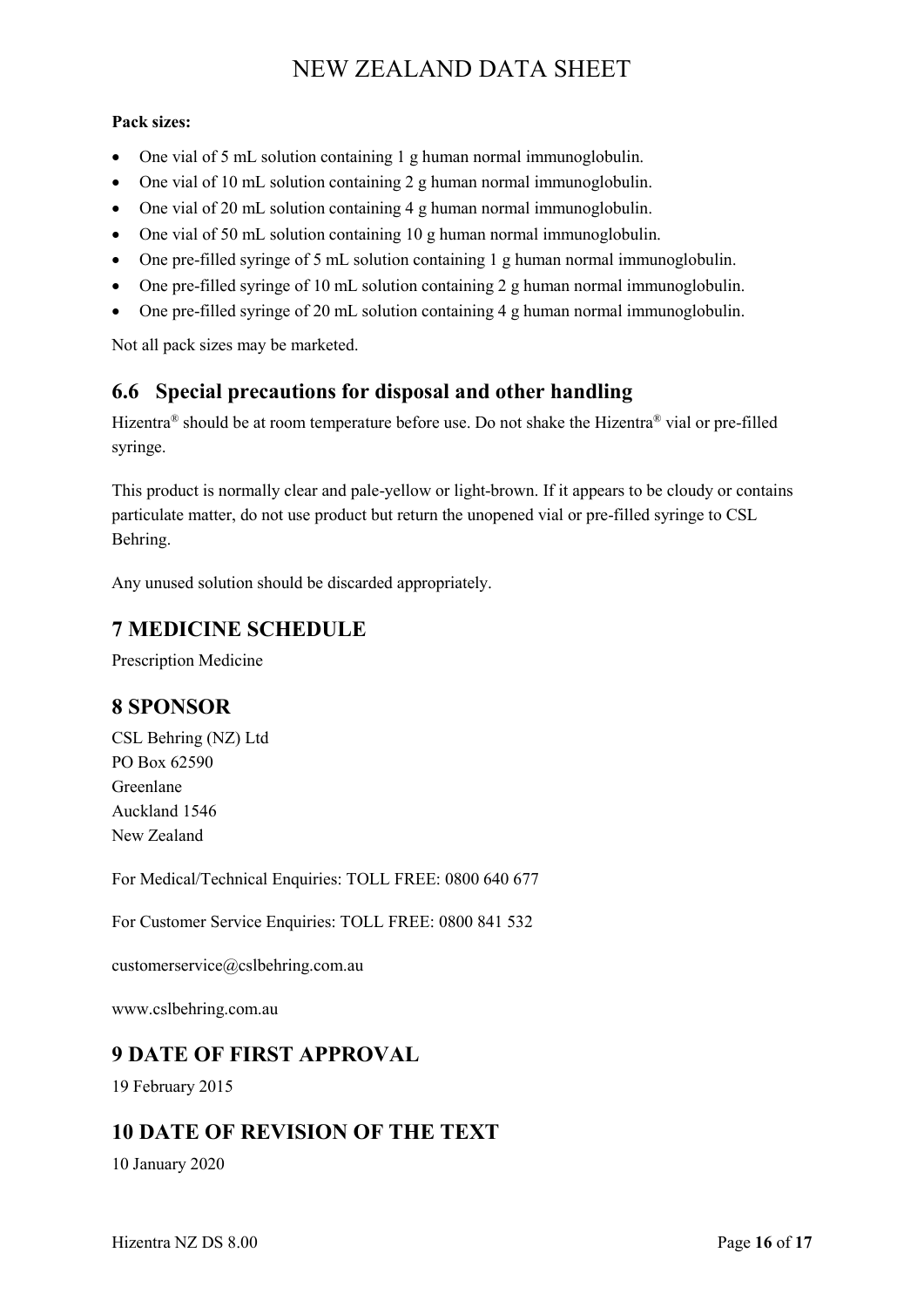**Pack sizes:**

- One vial of 5 mL solution containing 1 g human normal immunoglobulin.
- One vial of 10 mL solution containing 2 g human normal immunoglobulin.
- One vial of 20 mL solution containing 4 g human normal immunoglobulin.
- One vial of 50 mL solution containing 10 g human normal immunoglobulin.
- One pre-filled syringe of 5 mL solution containing 1 g human normal immunoglobulin.
- One pre-filled syringe of 10 mL solution containing 2 g human normal immunoglobulin.
- One pre-filled syringe of 20 mL solution containing 4 g human normal immunoglobulin.

Not all pack sizes may be marketed.

## 6.6 Special precautions for disposal and other handling

Hizentra® should be at room temperature before use. Do not shake the Hizentra® vial or pre-filled syringe.

This product is normally clear and pale-yellow or light-brown. If it appears to be cloudy or contains particulate matter, do not use product but return the unopened vial or pre-filled syringe to CSL Behring.

Any unused solution should be discarded appropriately.

# 7 MEDICINE SCHEDULE

Prescription Medicine

# 8 SPONSOR

CSL Behring (NZ) Ltd
PO Box 62590
Greenlane
Auckland 1546
New Zealand

For Medical/Technical Enquiries: TOLL FREE: 0800 640 677

For Customer Service Enquiries: TOLL FREE: 0800 841 532

customerservice@cslbehring.com.au

www.cslbehring.com.au

# 9 DATE OF FIRST APPROVAL

19 February 2015

# 10 DATE OF REVISION OF THE TEXT

10 January 2020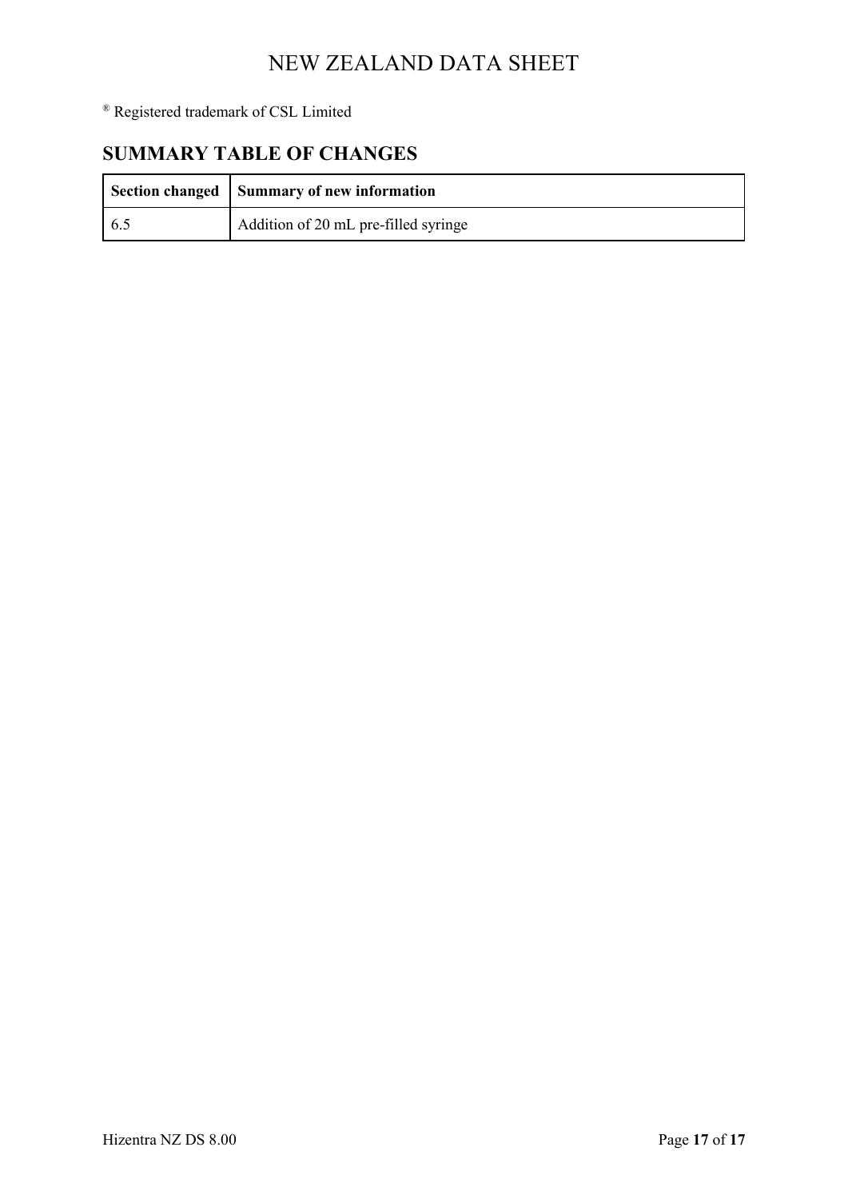® Registered trademark of CSL Limited

## SUMMARY TABLE OF CHANGES

| Section changed | Summary of new information |
| --- | --- |
| 6.5 | Addition of 20 mL pre-filled syringe |